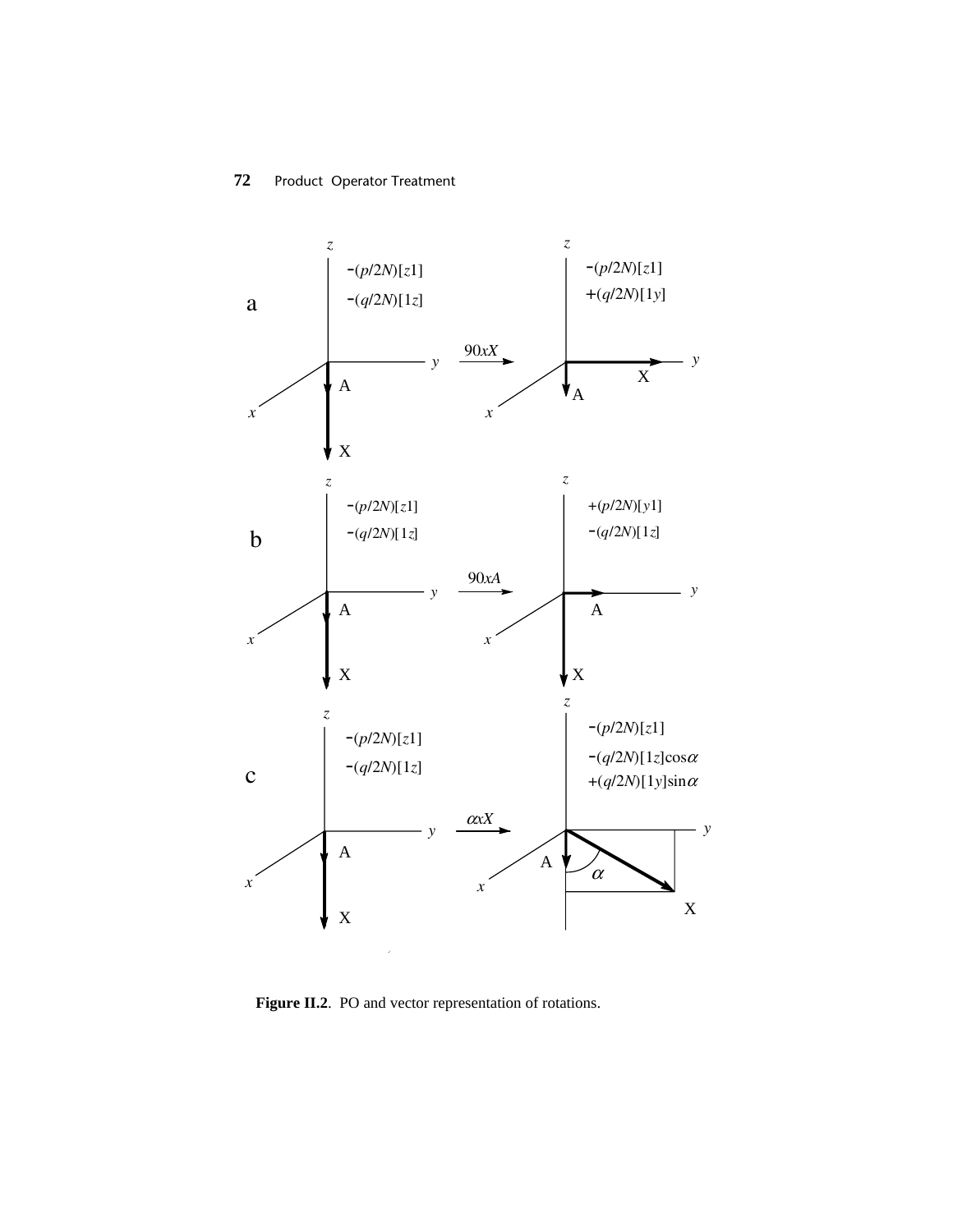**Figure II.2**. PO and vector representation of rotations.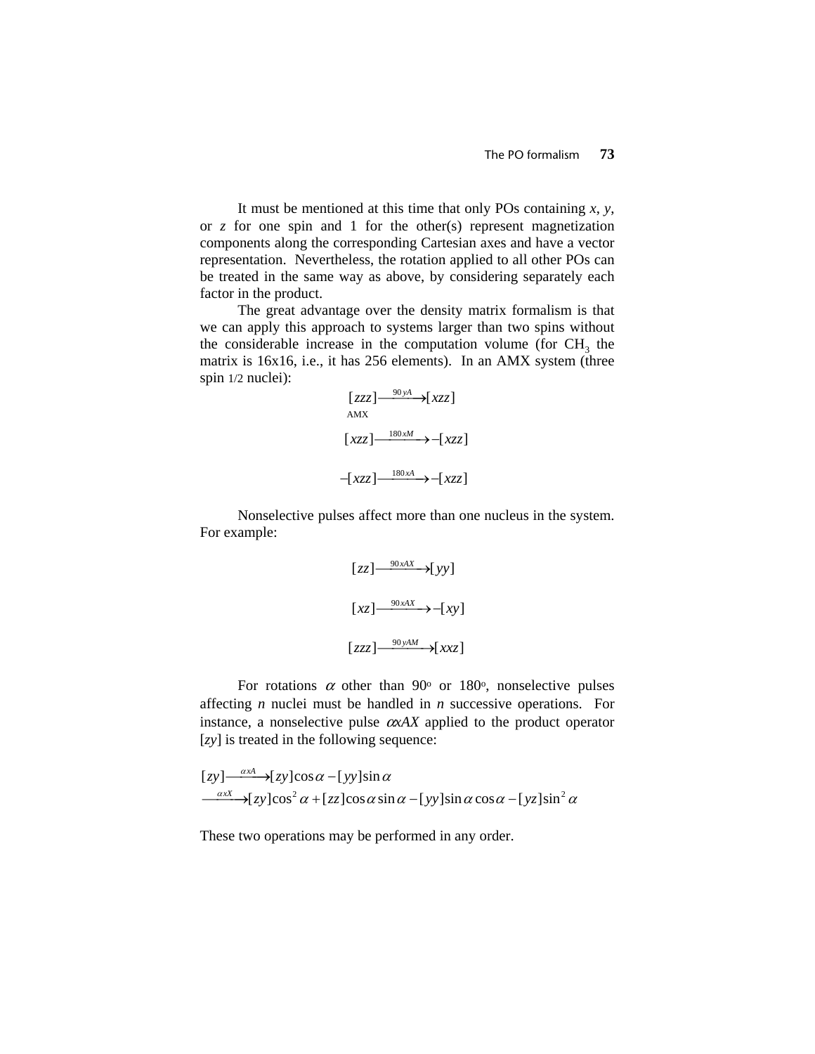It must be mentioned at this time that only POs containing *x*, *y*, or *z* for one spin and 1 for the other(s) represent magnetization components along the corresponding Cartesian axes and have a vector representation. Nevertheless, the rotation applied to all other POs can be treated in the same way as above, by considering separately each factor in the product.

The great advantage over the density matrix formalism is that we can apply this approach to systems larger than two spins without the considerable increase in the computation volume (for $CH_3$ the matrix is 16x16, i.e., it has 256 elements). In an AMX system (three spin 1/2 nuclei):

$$\underset{\text{AMX}}{[zzz]} \xrightarrow{90yA} [xzz]$$

$$[xzz] \xrightarrow{180xM} -[xzz]$$

$$-[xzz] \xrightarrow{180xA} -[xzz]$$

Nonselective pulses affect more than one nucleus in the system. For example:

$$[zz] \xrightarrow{90xAX} [yy]$$

$$[xz] \xrightarrow{90xAX} -[xy]$$

$$[zzz] \xrightarrow{90yAM} [xxz]$$

For rotations $\alpha$ other than 90° or 180°, nonselective pulses affecting *n* nuclei must be handled in *n* successive operations. For instance, a nonselective pulse $\alpha xAX$ applied to the product operator [*zy*] is treated in the following sequence:

$$[zy] \xrightarrow{\alpha xA} [zy]\cos\alpha - [yy]\sin\alpha$$
$$\xrightarrow{\alpha xX} [zy]\cos^2\alpha + [zz]\cos\alpha\sin\alpha - [yy]\sin\alpha\cos\alpha - [yz]\sin^2\alpha$$

These two operations may be performed in any order.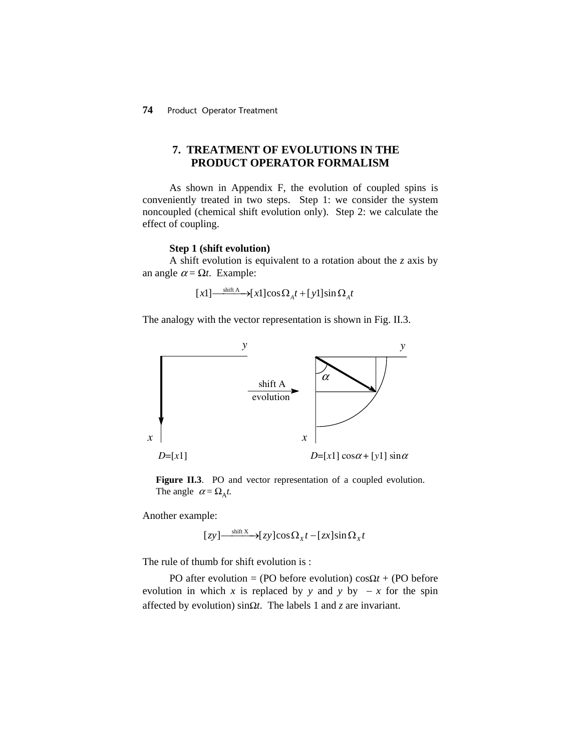## 7. TREATMENT OF EVOLUTIONS IN THE PRODUCT OPERATOR FORMALISM

As shown in Appendix F, the evolution of coupled spins is conveniently treated in two steps. Step 1: we consider the system noncoupled (chemical shift evolution only). Step 2: we calculate the effect of coupling.

**Step 1 (shift evolution)**

A shift evolution is equivalent to a rotation about the *z* axis by an angle $\alpha = \Omega t$. Example:

$$[x1] \xrightarrow{\text{shift A}} [x1]\cos\Omega_A t + [y1]\sin\Omega_A t$$

The analogy with the vector representation is shown in Fig. II.3.

$D=[x1]$ $\quad$ shift A evolution $\quad$ $D=[x1]\cos\alpha + [y1]\sin\alpha$

**Figure II.3**. PO and vector representation of a coupled evolution. The angle $\alpha = \Omega_A t$.

Another example:

$$[zy] \xrightarrow{\text{shift X}} [zy]\cos\Omega_X t - [zx]\sin\Omega_X t$$

The rule of thumb for shift evolution is :

PO after evolution = (PO before evolution) $\cos\Omega t$ + (PO before evolution in which *x* is replaced by *y* and *y* by $-x$ for the spin affected by evolution) $\sin\Omega t$. The labels 1 and *z* are invariant.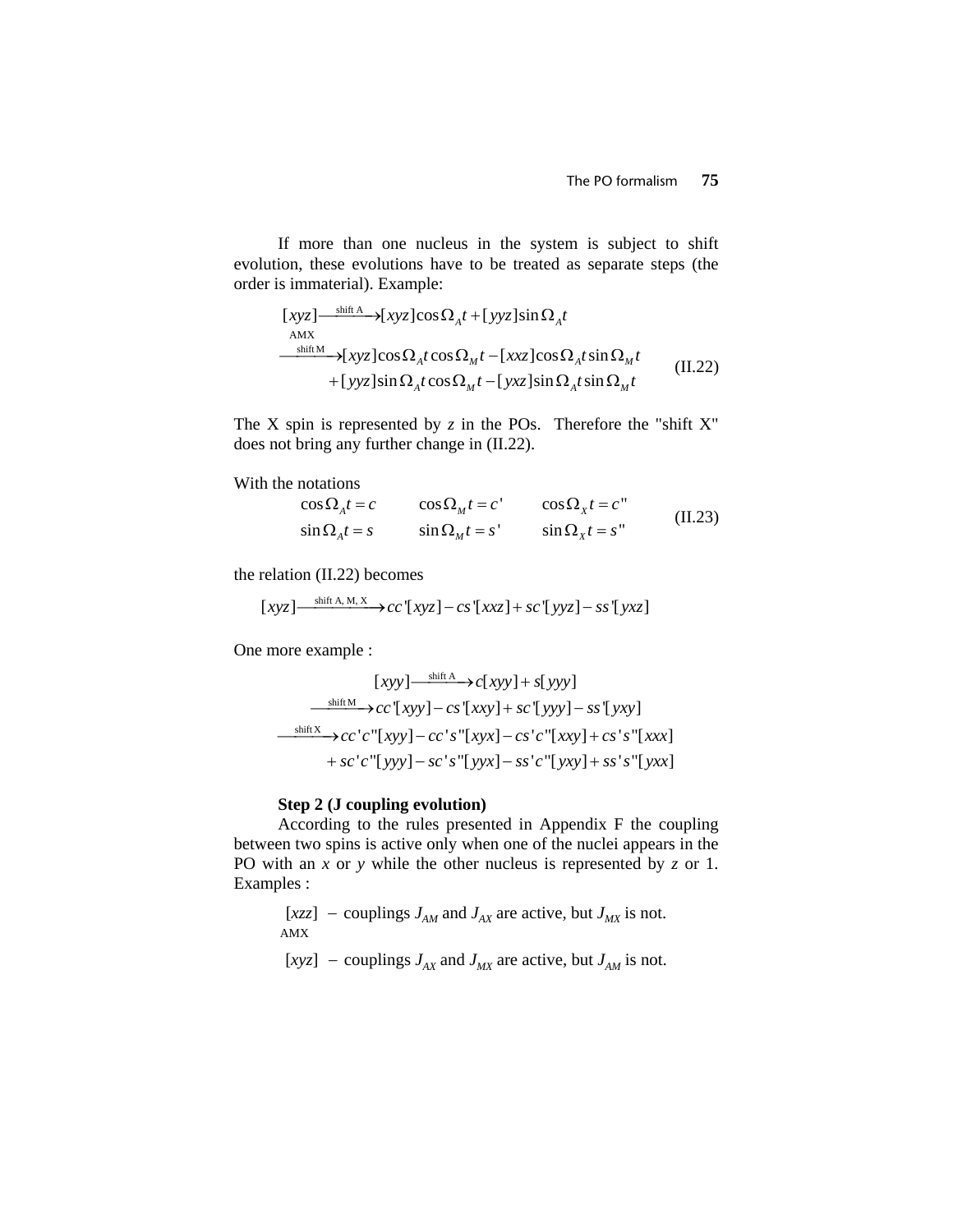If more than one nucleus in the system is subject to shift evolution, these evolutions have to be treated as separate steps (the order is immaterial). Example:

$$
\begin{aligned}
&\underset{\text{AMX}}{[xyz]} \xrightarrow{\text{shift A}} [xyz]\cos\Omega_A t + [yyz]\sin\Omega_A t \\
&\xrightarrow{\text{shift M}} [xyz]\cos\Omega_A t\cos\Omega_M t - [xxz]\cos\Omega_A t\sin\Omega_M t \\
&\qquad + [yyz]\sin\Omega_A t\cos\Omega_M t - [yxz]\sin\Omega_A t\sin\Omega_M t
\end{aligned}
\qquad \text{(II.22)}
$$

The X spin is represented by *z* in the POs. Therefore the "shift X" does not bring any further change in (II.22).

With the notations

$$
\begin{aligned}
\cos\Omega_A t &= c \qquad & \cos\Omega_M t &= c' \qquad & \cos\Omega_X t &= c'' \\
\sin\Omega_A t &= s \qquad & \sin\Omega_M t &= s' \qquad & \sin\Omega_X t &= s''
\end{aligned}
\qquad \text{(II.23)}
$$

the relation (II.22) becomes

$$
[xyz] \xrightarrow{\text{shift A, M, X}} cc'[xyz] - cs'[xxz] + sc'[yyz] - ss'[yxz]
$$

One more example :

$$
\begin{aligned}
&[xyy] \xrightarrow{\text{shift A}} c[xyy] + s[yyy] \\
&\xrightarrow{\text{shift M}} cc'[xyy] - cs'[xxy] + sc'[yyy] - ss'[yxy] \\
&\xrightarrow{\text{shift X}} cc'c''[xyy] - cc's''[xyx] - cs'c''[xxy] + cs's''[xxx] \\
&\qquad + sc'c''[yyy] - sc's''[yyx] - ss'c''[yxy] + ss's''[yxx]
\end{aligned}
$$

**Step 2 (J coupling evolution)**

According to the rules presented in Appendix F the coupling between two spins is active only when one of the nuclei appears in the PO with an *x* or *y* while the other nucleus is represented by *z* or 1. Examples :

$\underset{\text{AMX}}{[xzz]}$ – couplings $J_{AM}$ and $J_{AX}$ are active, but $J_{MX}$ is not.

$[xyz]$ – couplings $J_{AX}$ and $J_{MX}$ are active, but $J_{AM}$ is not.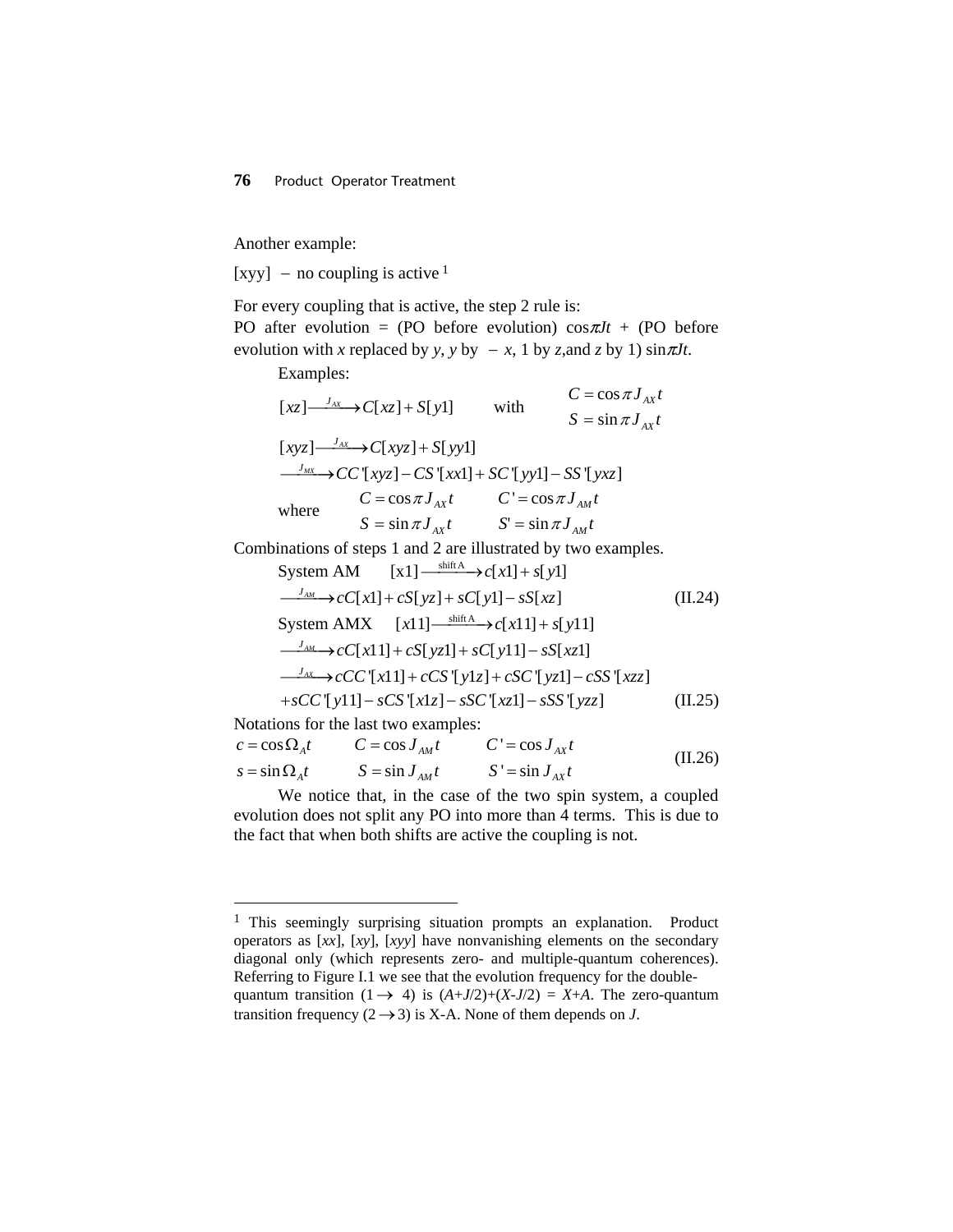Another example:

[xyy] $-$ no coupling is active [1]

For every coupling that is active, the step 2 rule is:
PO after evolution = (PO before evolution) $\cos\pi Jt$ + (PO before evolution with $x$ replaced by $y$, $y$ by $-x$, 1 by $z$,and $z$ by 1) $\sin\pi Jt$.

Examples:

$$[xz] \xrightarrow{J_{AX}} C[xz] + S[y1] \qquad \text{with} \qquad \begin{array}{l} C = \cos\pi J_{AX} t \\ S = \sin\pi J_{AX} t \end{array}$$

$$[xyz] \xrightarrow{J_{AX}} C[xyz] + S[yy1]$$

$$\xrightarrow{J_{MX}} CC'[xyz] - CS'[xx1] + SC'[yy1] - SS'[yxz]$$

$$\text{where} \qquad \begin{array}{ll} C = \cos\pi J_{AX} t & C' = \cos\pi J_{AM} t \\ S = \sin\pi J_{AX} t & S' = \sin\pi J_{AM} t \end{array}$$

Combinations of steps 1 and 2 are illustrated by two examples.

$$\text{System AM} \qquad [x1] \xrightarrow{\text{shift A}} c[x1] + s[y1]$$

$$\xrightarrow{J_{AM}} cC[x1] + cS[yz] + sC[y1] - sS[xz] \tag{II.24}$$

$$\text{System AMX} \qquad [x11] \xrightarrow{\text{shift A}} c[x11] + s[y11]$$

$$\xrightarrow{J_{AM}} cC[x11] + cS[yz1] + sC[y11] - sS[xz1]$$

$$\xrightarrow{J_{AX}} cCC'[x11] + cCS'[y1z] + cSC'[yz1] - cSS'[xzz]$$

$$+sCC'[y11] - sCS'[x1z] - sSC'[xz1] - sSS'[yzz] \tag{II.25}$$

Notations for the last two examples:

$$\begin{array}{lll} c = \cos\Omega_A t & C = \cos J_{AM} t & C' = \cos J_{AX} t \\ s = \sin\Omega_A t & S = \sin J_{AM} t & S' = \sin J_{AX} t \end{array} \tag{II.26}$$

We notice that, in the case of the two spin system, a coupled evolution does not split any PO into more than 4 terms. This is due to the fact that when both shifts are active the coupling is not.

---

[1] This seemingly surprising situation prompts an explanation. Product operators as [*xx*], [*xy*], [*xyy*] have nonvanishing elements on the secondary diagonal only (which represents zero- and multiple-quantum coherences). Referring to Figure I.1 we see that the evolution frequency for the double-quantum transition ($1 \rightarrow 4$) is ($A$+$J$/2)+($X$-$J$/2) = $X$+$A$. The zero-quantum transition frequency ($2 \rightarrow 3$) is X-A. None of them depends on $J$.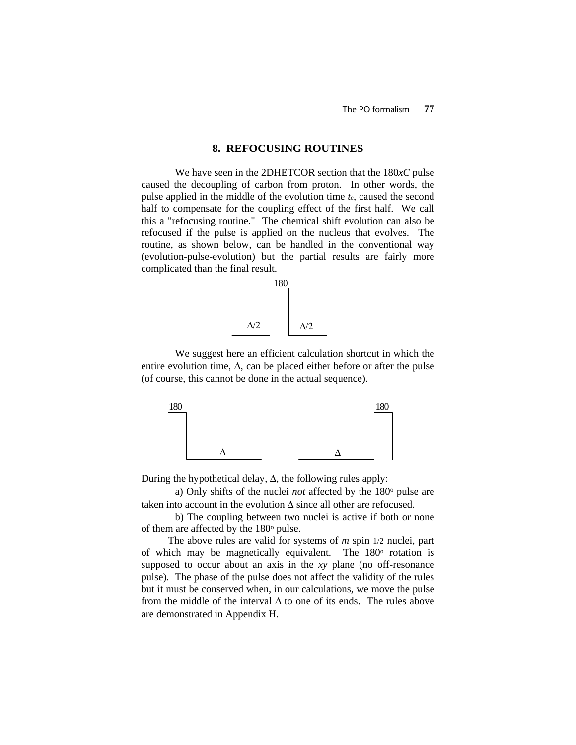## 8. REFOCUSING ROUTINES

We have seen in the 2DHETCOR section that the 180*xC* pulse caused the decoupling of carbon from proton. In other words, the pulse applied in the middle of the evolution time $t_e$, caused the second half to compensate for the coupling effect of the first half. We call this a "refocusing routine." The chemical shift evolution can also be refocused if the pulse is applied on the nucleus that evolves. The routine, as shown below, can be handled in the conventional way (evolution-pulse-evolution) but the partial results are fairly more complicated than the final result.

180

$\Delta/2$ $\Delta/2$

We suggest here an efficient calculation shortcut in which the entire evolution time, $\Delta$, can be placed either before or after the pulse (of course, this cannot be done in the actual sequence).

180 180

$\Delta$ $\Delta$

During the hypothetical delay, $\Delta$, the following rules apply:

a) Only shifts of the nuclei *not* affected by the 180° pulse are taken into account in the evolution $\Delta$ since all other are refocused.

b) The coupling between two nuclei is active if both or none of them are affected by the 180° pulse.

The above rules are valid for systems of *m* spin 1/2 nuclei, part of which may be magnetically equivalent. The 180° rotation is supposed to occur about an axis in the *xy* plane (no off-resonance pulse). The phase of the pulse does not affect the validity of the rules but it must be conserved when, in our calculations, we move the pulse from the middle of the interval $\Delta$ to one of its ends. The rules above are demonstrated in Appendix H.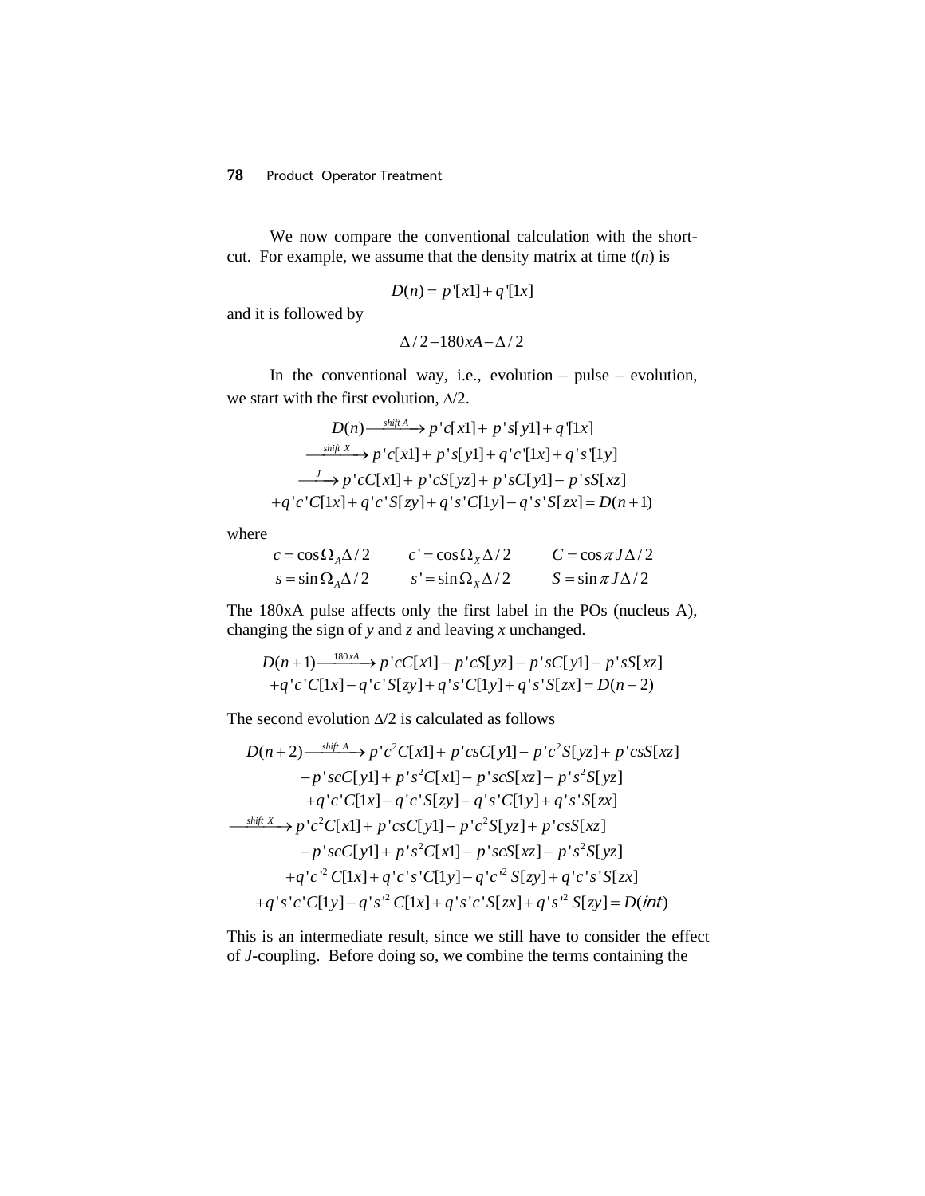We now compare the conventional calculation with the short-cut. For example, we assume that the density matrix at time $t(n)$ is

$$D(n) = p'[x1] + q'[1x]$$

and it is followed by

$$\Delta/2 - 180xA - \Delta/2$$

In the conventional way, i.e., evolution – pulse – evolution, we start with the first evolution, $\Delta/2$.

$$
\begin{aligned}
D(n) &\xrightarrow{shift\ A} p'c[x1] + p's[y1] + q'[1x] \\
&\xrightarrow{shift\ X} p'c[x1] + p's[y1] + q'c'[1x] + q's'[1y] \\
&\xrightarrow{J} p'cC[x1] + p'cS[yz] + p'sC[y1] - p'sS[xz] \\
&+q'c'C[1x] + q'c'S[zy] + q's'C[1y] - q's'S[zx] = D(n+1)
\end{aligned}
$$

where

$$
\begin{aligned}
c &= \cos\Omega_A\Delta/2 \qquad & c' &= \cos\Omega_X\Delta/2 \qquad & C &= \cos\pi J\Delta/2 \\
s &= \sin\Omega_A\Delta/2 \qquad & s' &= \sin\Omega_X\Delta/2 \qquad & S &= \sin\pi J\Delta/2
\end{aligned}
$$

The 180xA pulse affects only the first label in the POs (nucleus A), changing the sign of *y* and *z* and leaving *x* unchanged.

$$
\begin{aligned}
D(n+1) &\xrightarrow{180xA} p'cC[x1] - p'cS[yz] - p'sC[y1] - p'sS[xz] \\
&+q'c'C[1x] - q'c'S[zy] + q's'C[1y] + q's'S[zx] = D(n+2)
\end{aligned}
$$

The second evolution $\Delta/2$ is calculated as follows

$$
\begin{aligned}
D(n+2) &\xrightarrow{shift\ A} p'c^2C[x1] + p'csC[y1] - p'c^2S[yz] + p'csS[xz] \\
&-p'scC[y1] + p's^2C[x1] - p'scS[xz] - p's^2S[yz] \\
&+q'c'C[1x] - q'c'S[zy] + q's'C[1y] + q's'S[zx] \\
&\xrightarrow{shift\ X} p'c^2C[x1] + p'csC[y1] - p'c^2S[yz] + p'csS[xz] \\
&-p'scC[y1] + p's^2C[x1] - p'scS[xz] - p's^2S[yz] \\
&+q'c'^2C[1x] + q'c's'C[1y] - q'c'^2S[zy] + q'c's'S[zx] \\
&+q's'c'C[1y] - q's'^2C[1x] + q's'c'S[zx] + q's'^2S[zy] = D(int)
\end{aligned}
$$

This is an intermediate result, since we still have to consider the effect of *J*-coupling. Before doing so, we combine the terms containing the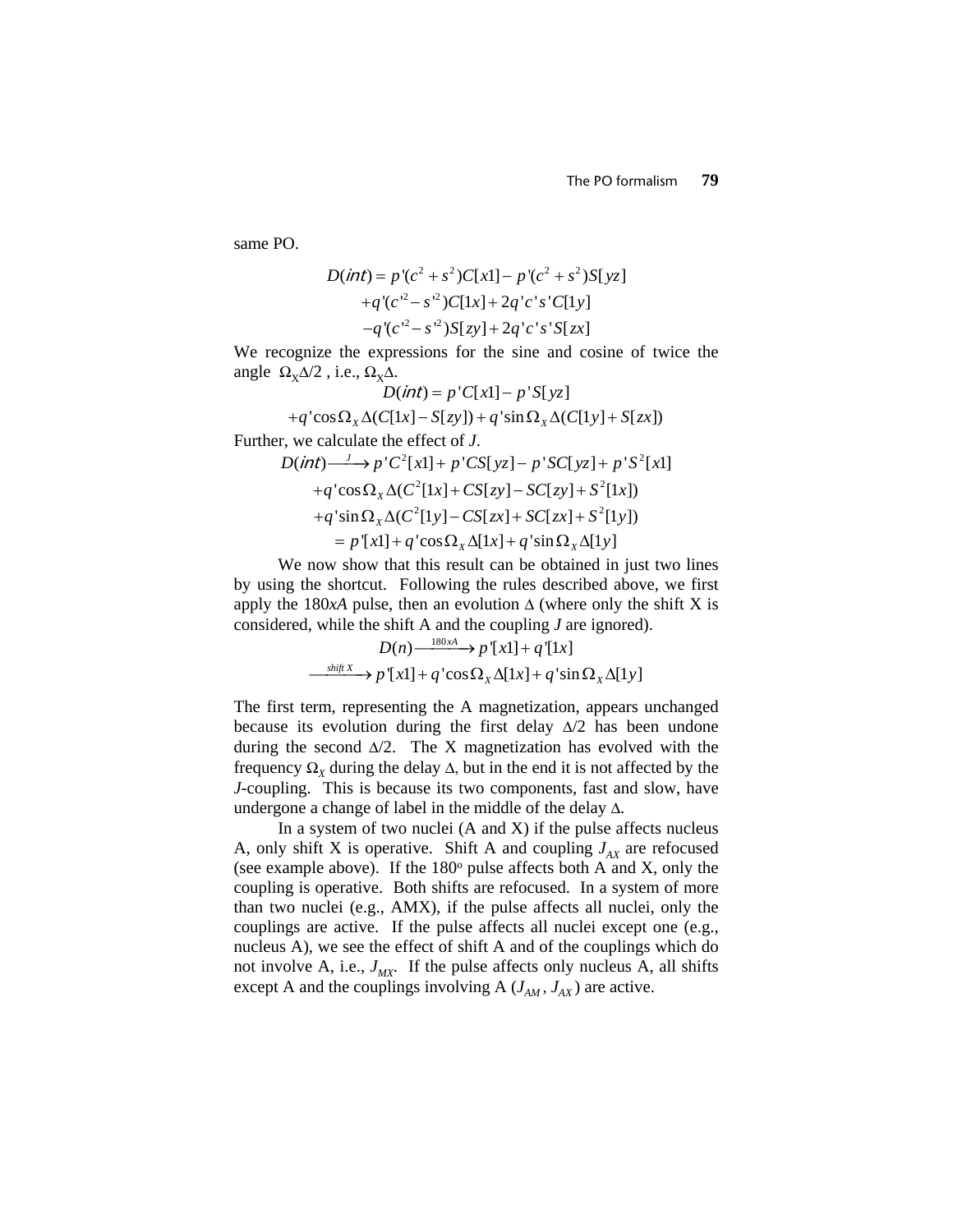same PO.

$$D(int) = p'(c^2 + s^2)C[x1] - p'(c^2 + s^2)S[yz]$$
$$+q'(c'^2 - s'^2)C[1x] + 2q'c's'C[1y]$$
$$-q'(c'^2 - s'^2)S[zy] + 2q'c's'S[zx]$$

We recognize the expressions for the sine and cosine of twice the angle $\Omega_X\Delta/2$ , i.e., $\Omega_X\Delta$.

$$D(int) = p'C[x1] - p'S[yz]$$
$$+q'\cos\Omega_X\Delta(C[1x] - S[zy]) + q'\sin\Omega_X\Delta(C[1y] + S[zx])$$

Further, we calculate the effect of $J$.

$$D(int) \xrightarrow{J} p'C^2[x1] + p'CS[yz] - p'SC[yz] + p'S^2[x1]$$
$$+q'\cos\Omega_X\Delta(C^2[1x] + CS[zy] - SC[zy] + S^2[1x])$$
$$+q'\sin\Omega_X\Delta(C^2[1y] - CS[zx] + SC[zx] + S^2[1y])$$
$$= p'[x1] + q'\cos\Omega_X\Delta[1x] + q'\sin\Omega_X\Delta[1y]$$

We now show that this result can be obtained in just two lines by using the shortcut. Following the rules described above, we first apply the 180*xA* pulse, then an evolution $\Delta$ (where only the shift X is considered, while the shift A and the coupling *J* are ignored).

$$D(n) \xrightarrow{180xA} p'[x1] + q'[1x]$$
$$\xrightarrow{shift\ X} p'[x1] + q'\cos\Omega_X\Delta[1x] + q'\sin\Omega_X\Delta[1y]$$

The first term, representing the A magnetization, appears unchanged because its evolution during the first delay $\Delta/2$ has been undone during the second $\Delta/2$. The X magnetization has evolved with the frequency $\Omega_X$ during the delay $\Delta$, but in the end it is not affected by the *J*-coupling. This is because its two components, fast and slow, have undergone a change of label in the middle of the delay $\Delta$.

In a system of two nuclei (A and X) if the pulse affects nucleus A, only shift X is operative. Shift A and coupling $J_{AX}$ are refocused (see example above). If the 180° pulse affects both A and X, only the coupling is operative. Both shifts are refocused. In a system of more than two nuclei (e.g., AMX), if the pulse affects all nuclei, only the couplings are active. If the pulse affects all nuclei except one (e.g., nucleus A), we see the effect of shift A and of the couplings which do not involve A, i.e., $J_{MX}$. If the pulse affects only nucleus A, all shifts except A and the couplings involving A ($J_{AM}$ , $J_{AX}$) are active.